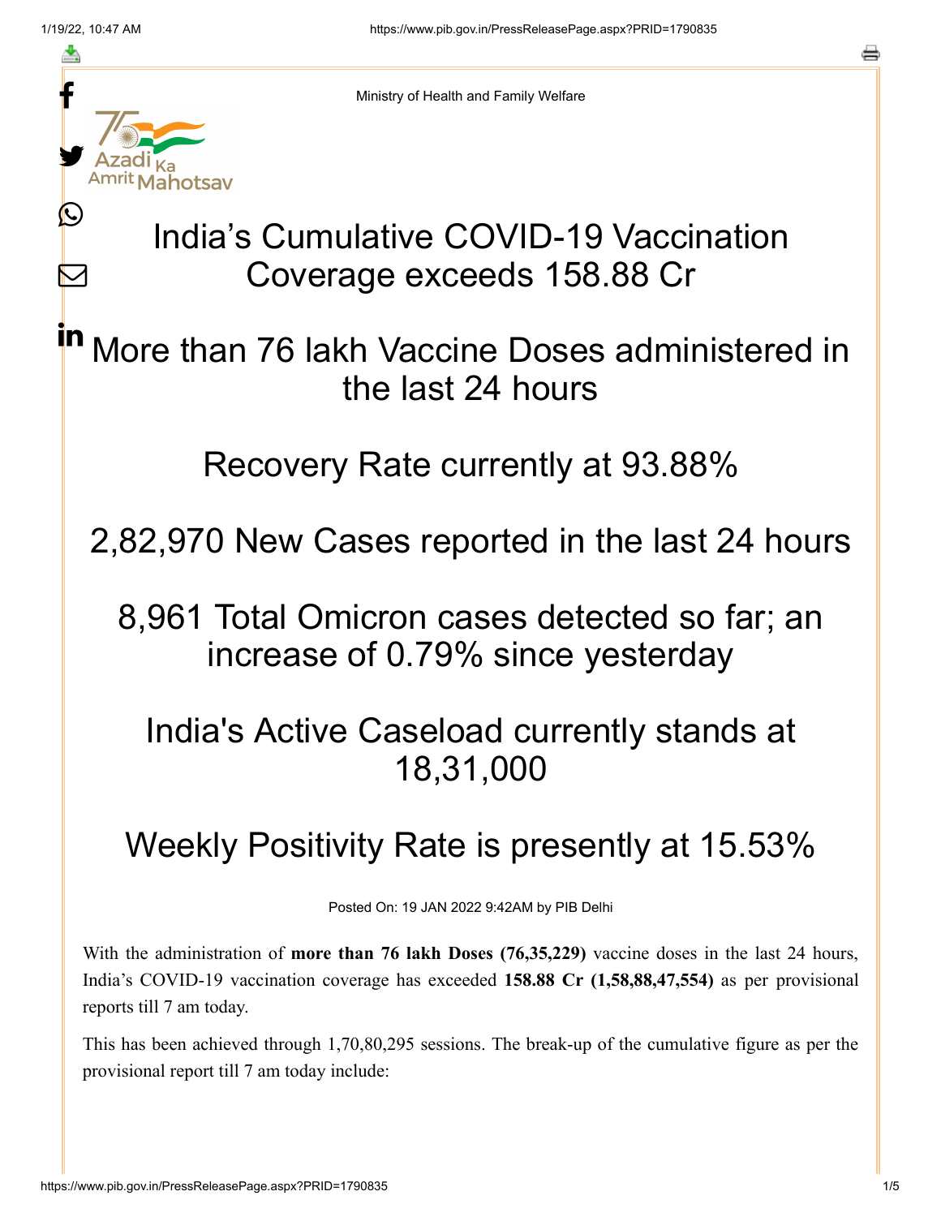Ministry of Health and Family Welfare

# India's Cumulative COVID-19 Vaccination Coverage exceeds 158.88 Cr

## More than 76 lakh Vaccine Doses administered in the last 24 hours

## Recovery Rate currently at 93.88%

## 2,82,970 New Cases reported in the last 24 hours

## 8,961 Total Omicron cases detected so far; an increase of 0.79% since yesterday

## India's Active Caseload currently stands at 18,31,000

## Weekly Positivity Rate is presently at 15.53%

Posted On: 19 JAN 2022 9:42AM by PIB Delhi

With the administration of **more than 76 lakh Doses (76,35,229)** vaccine doses in the last 24 hours, India's COVID-19 vaccination coverage has exceeded **158.88 Cr (1,58,88,47,554)** as per provisional reports till 7 am today.

This has been achieved through 1,70,80,295 sessions. The break-up of the cumulative figure as per the provisional report till 7 am today include: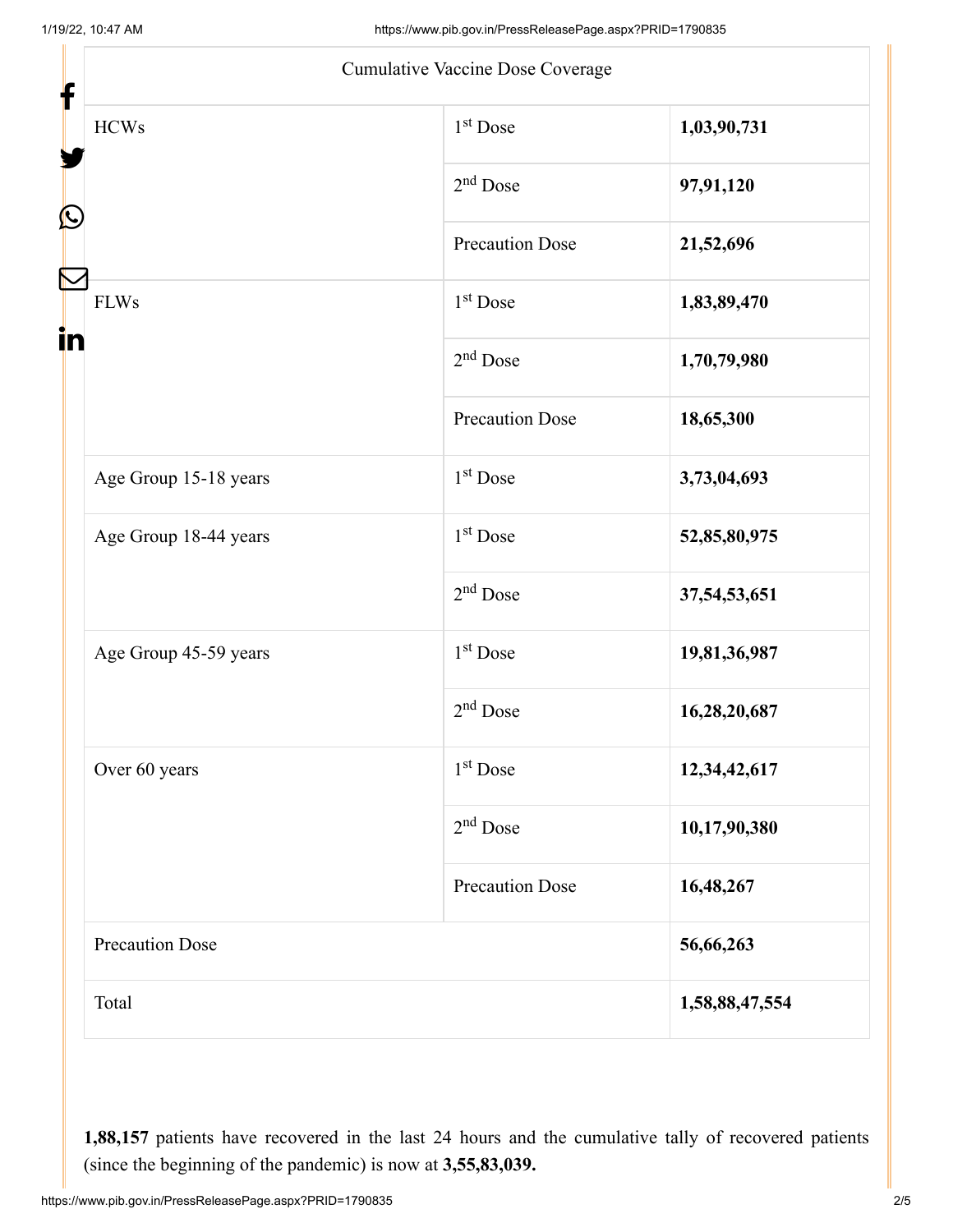| Cumulative Vaccine Dose Coverage | | |
|---|---|---|
| HCWs | 1st Dose | **1,03,90,731** |
| | 2nd Dose | **97,91,120** |
| | Precaution Dose | **21,52,696** |
| FLWs | 1st Dose | **1,83,89,470** |
| | 2nd Dose | **1,70,79,980** |
| | Precaution Dose | **18,65,300** |
| Age Group 15-18 years | 1st Dose | **3,73,04,693** |
| Age Group 18-44 years | 1st Dose | **52,85,80,975** |
| | 2nd Dose | **37,54,53,651** |
| Age Group 45-59 years | 1st Dose | **19,81,36,987** |
| | 2nd Dose | **16,28,20,687** |
| Over 60 years | 1st Dose | **12,34,42,617** |
| | 2nd Dose | **10,17,90,380** |
| | Precaution Dose | **16,48,267** |
| Precaution Dose | | **56,66,263** |
| Total | | **1,58,88,47,554** |

**1,88,157** patients have recovered in the last 24 hours and the cumulative tally of recovered patients (since the beginning of the pandemic) is now at **3,55,83,039.**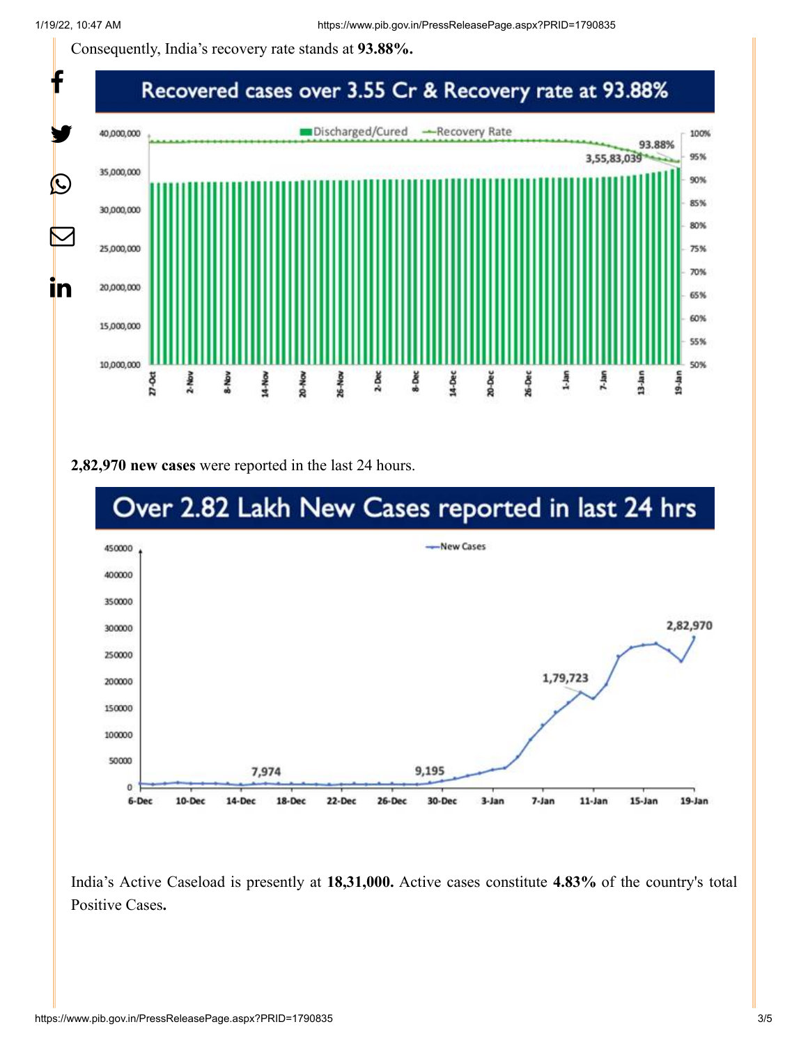Consequently, India's recovery rate stands at **93.88%.**

Recovered cases over 3.55 Cr & Recovery rate at 93.88%

**2,82,970 new cases** were reported in the last 24 hours.

Over 2.82 Lakh New Cases reported in last 24 hrs

India's Active Caseload is presently at **18,31,000.** Active cases constitute **4.83%** of the country's total Positive Cases**.**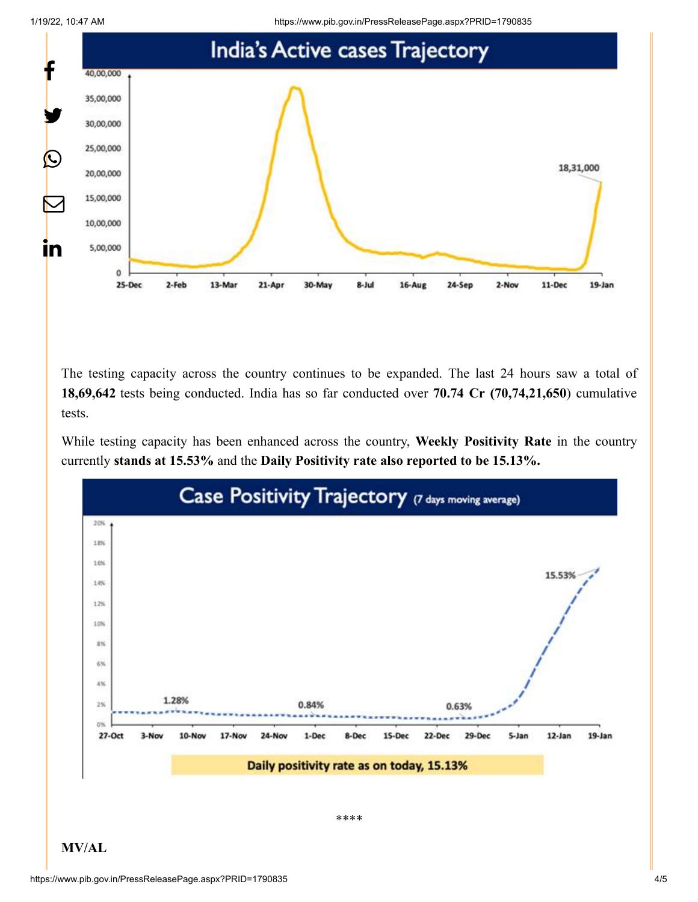The testing capacity across the country continues to be expanded. The last 24 hours saw a total of **18,69,642** tests being conducted. India has so far conducted over **70.74 Cr (70,74,21,650**) cumulative tests.

While testing capacity has been enhanced across the country, **Weekly Positivity Rate** in the country currently **stands at 15.53%** and the **Daily Positivity rate also reported to be 15.13%.**

****

**MV/AL**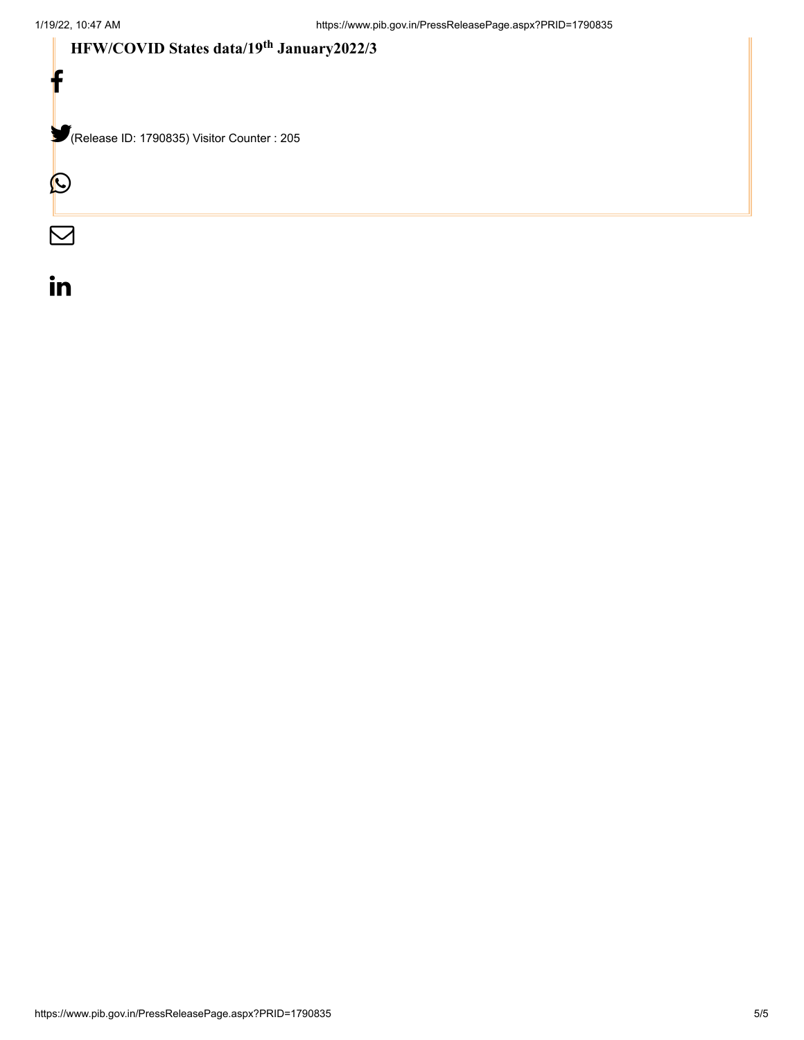**HFW/COVID States data/19th January2022/3**

(Release ID: 1790835) Visitor Counter : 205